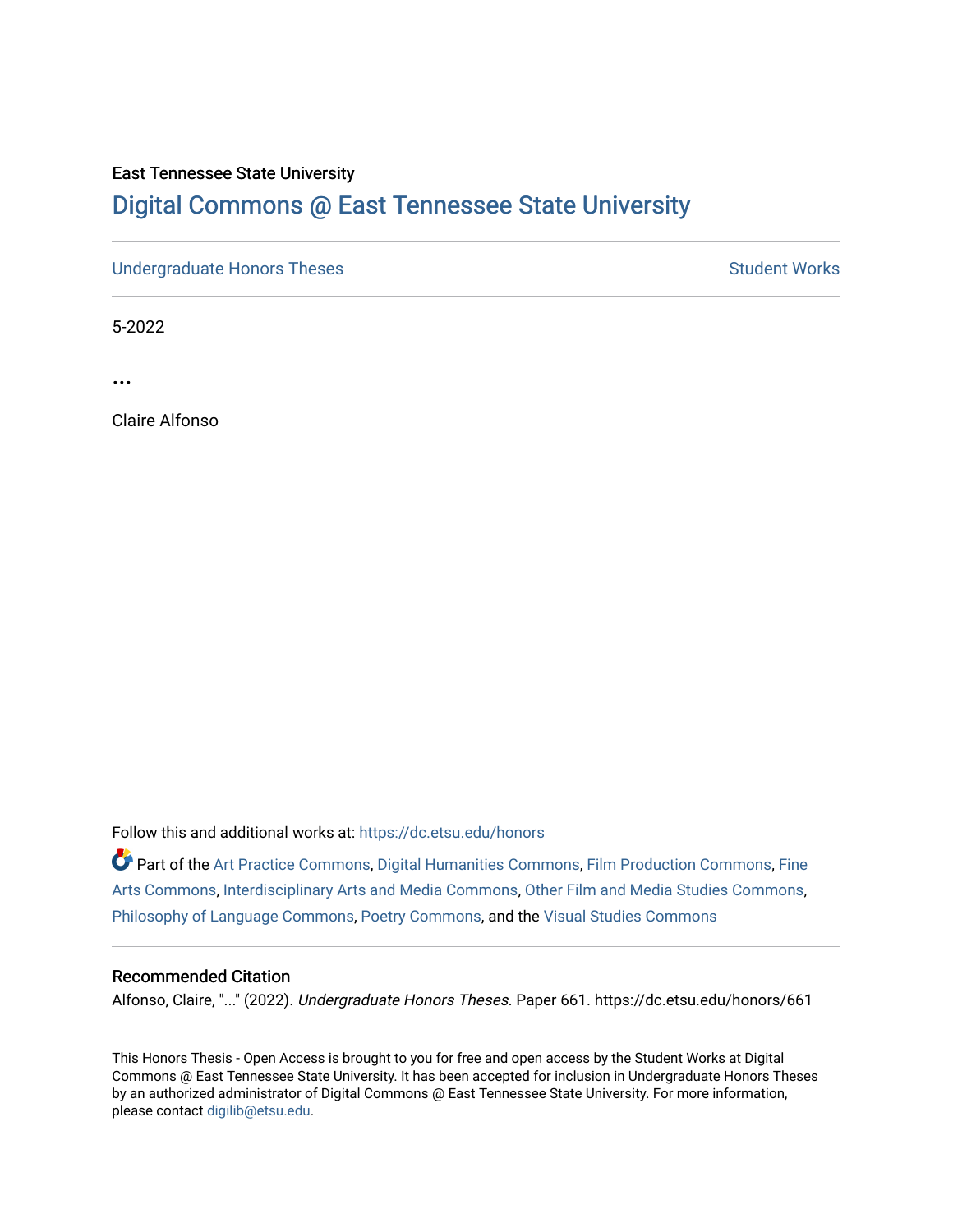East Tennessee State University

# Digital Commons @ East Tennessee State University

Undergraduate Honors Theses | Student Works

5-2022

## ...

Claire Alfonso

Follow this and additional works at: https://dc.etsu.edu/honors

Part of the Art Practice Commons, Digital Humanities Commons, Film Production Commons, Fine Arts Commons, Interdisciplinary Arts and Media Commons, Other Film and Media Studies Commons, Philosophy of Language Commons, Poetry Commons, and the Visual Studies Commons

### Recommended Citation

Alfonso, Claire, "..." (2022). *Undergraduate Honors Theses.* Paper 661. https://dc.etsu.edu/honors/661

This Honors Thesis - Open Access is brought to you for free and open access by the Student Works at Digital Commons @ East Tennessee State University. It has been accepted for inclusion in Undergraduate Honors Theses by an authorized administrator of Digital Commons @ East Tennessee State University. For more information, please contact digilib@etsu.edu.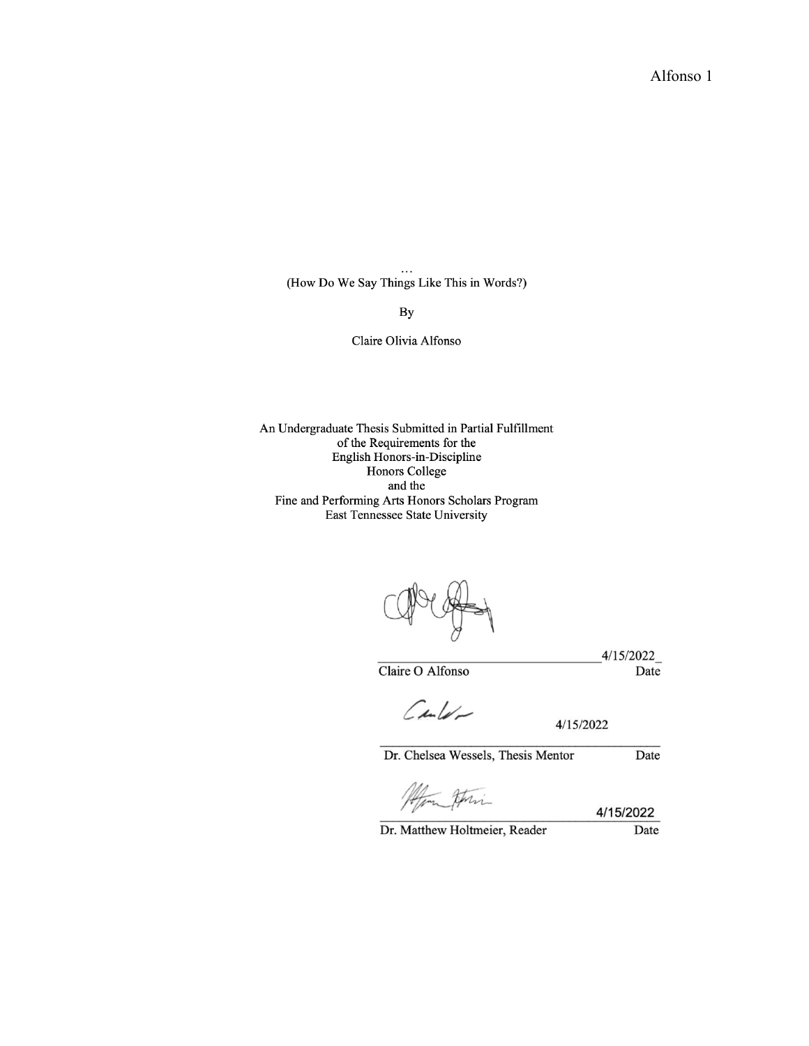…
(How Do We Say Things Like This in Words?)

By

Claire Olivia Alfonso

An Undergraduate Thesis Submitted in Partial Fulfillment
of the Requirements for the
English Honors-in-Discipline
Honors College
and the
Fine and Performing Arts Honors Scholars Program
East Tennessee State University

_______________________________ 4/15/2022
Claire O Alfonso Date

4/15/2022
_______________________________
Dr. Chelsea Wessels, Thesis Mentor Date

_______________________________ 4/15/2022
Dr. Matthew Holtmeier, Reader Date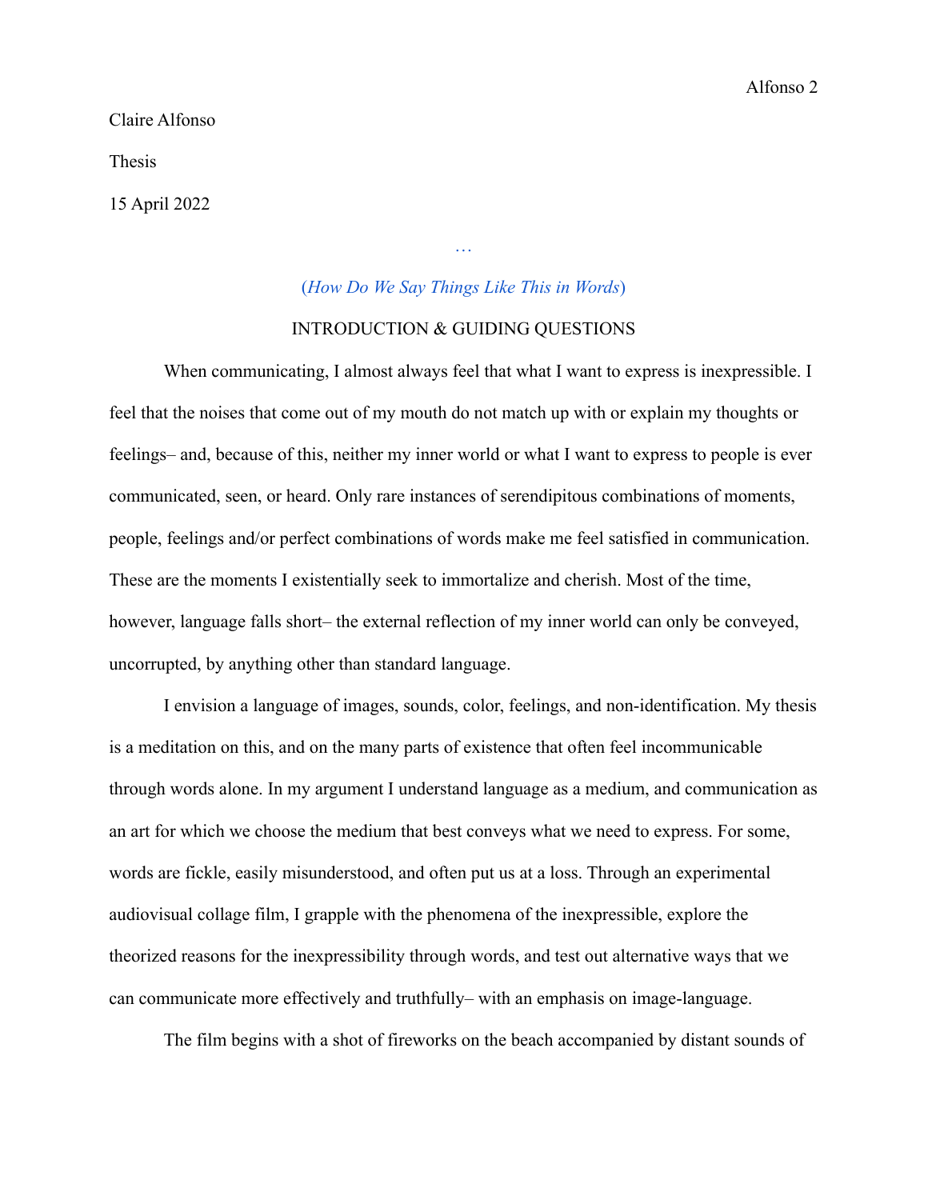Claire Alfonso

Thesis

15 April 2022

…

(*How Do We Say Things Like This in Words*)

INTRODUCTION & GUIDING QUESTIONS

When communicating, I almost always feel that what I want to express is inexpressible. I feel that the noises that come out of my mouth do not match up with or explain my thoughts or feelings– and, because of this, neither my inner world or what I want to express to people is ever communicated, seen, or heard. Only rare instances of serendipitous combinations of moments, people, feelings and/or perfect combinations of words make me feel satisfied in communication. These are the moments I existentially seek to immortalize and cherish. Most of the time, however, language falls short– the external reflection of my inner world can only be conveyed, uncorrupted, by anything other than standard language.

I envision a language of images, sounds, color, feelings, and non-identification. My thesis is a meditation on this, and on the many parts of existence that often feel incommunicable through words alone. In my argument I understand language as a medium, and communication as an art for which we choose the medium that best conveys what we need to express. For some, words are fickle, easily misunderstood, and often put us at a loss. Through an experimental audiovisual collage film, I grapple with the phenomena of the inexpressible, explore the theorized reasons for the inexpressibility through words, and test out alternative ways that we can communicate more effectively and truthfully– with an emphasis on image-language.

The film begins with a shot of fireworks on the beach accompanied by distant sounds of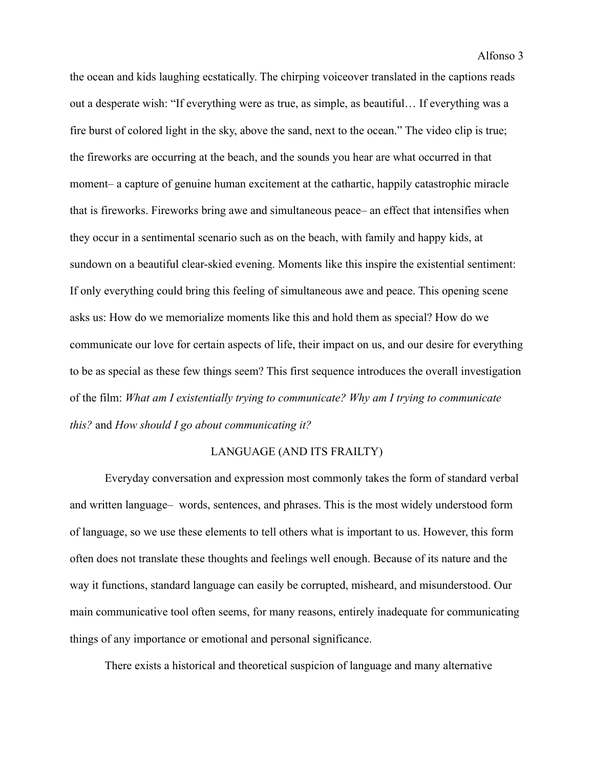the ocean and kids laughing ecstatically. The chirping voiceover translated in the captions reads out a desperate wish: "If everything were as true, as simple, as beautiful… If everything was a fire burst of colored light in the sky, above the sand, next to the ocean." The video clip is true; the fireworks are occurring at the beach, and the sounds you hear are what occurred in that moment– a capture of genuine human excitement at the cathartic, happily catastrophic miracle that is fireworks. Fireworks bring awe and simultaneous peace– an effect that intensifies when they occur in a sentimental scenario such as on the beach, with family and happy kids, at sundown on a beautiful clear-skied evening. Moments like this inspire the existential sentiment: If only everything could bring this feeling of simultaneous awe and peace. This opening scene asks us: How do we memorialize moments like this and hold them as special? How do we communicate our love for certain aspects of life, their impact on us, and our desire for everything to be as special as these few things seem? This first sequence introduces the overall investigation of the film: *What am I existentially trying to communicate? Why am I trying to communicate this?* and *How should I go about communicating it?*

## LANGUAGE (AND ITS FRAILTY)

Everyday conversation and expression most commonly takes the form of standard verbal and written language– words, sentences, and phrases. This is the most widely understood form of language, so we use these elements to tell others what is important to us. However, this form often does not translate these thoughts and feelings well enough. Because of its nature and the way it functions, standard language can easily be corrupted, misheard, and misunderstood. Our main communicative tool often seems, for many reasons, entirely inadequate for communicating things of any importance or emotional and personal significance.

There exists a historical and theoretical suspicion of language and many alternative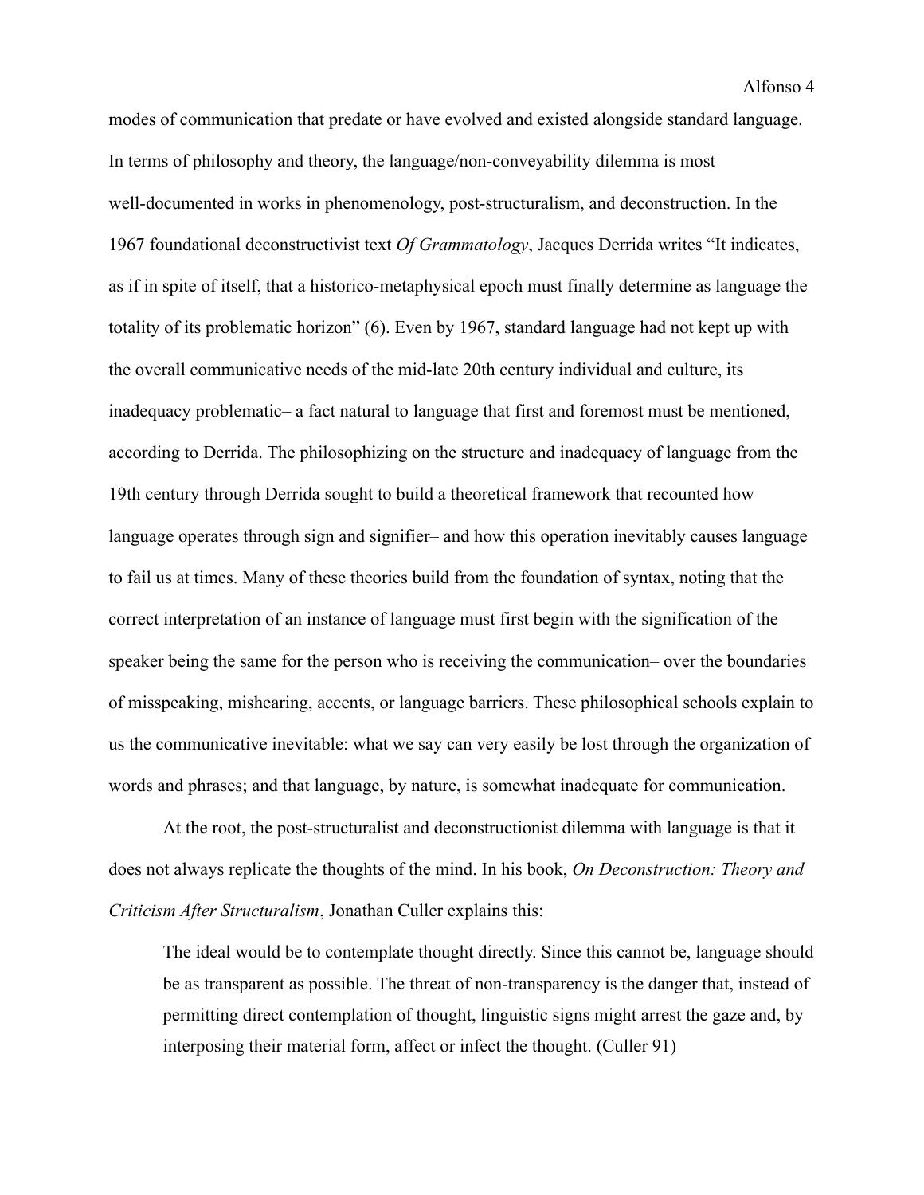modes of communication that predate or have evolved and existed alongside standard language. In terms of philosophy and theory, the language/non-conveyability dilemma is most well-documented in works in phenomenology, post-structuralism, and deconstruction. In the 1967 foundational deconstructivist text *Of Grammatology*, Jacques Derrida writes "It indicates, as if in spite of itself, that a historico-metaphysical epoch must finally determine as language the totality of its problematic horizon" (6). Even by 1967, standard language had not kept up with the overall communicative needs of the mid-late 20th century individual and culture, its inadequacy problematic– a fact natural to language that first and foremost must be mentioned, according to Derrida. The philosophizing on the structure and inadequacy of language from the 19th century through Derrida sought to build a theoretical framework that recounted how language operates through sign and signifier– and how this operation inevitably causes language to fail us at times. Many of these theories build from the foundation of syntax, noting that the correct interpretation of an instance of language must first begin with the signification of the speaker being the same for the person who is receiving the communication– over the boundaries of misspeaking, mishearing, accents, or language barriers. These philosophical schools explain to us the communicative inevitable: what we say can very easily be lost through the organization of words and phrases; and that language, by nature, is somewhat inadequate for communication.

At the root, the post-structuralist and deconstructionist dilemma with language is that it does not always replicate the thoughts of the mind. In his book, *On Deconstruction: Theory and Criticism After Structuralism*, Jonathan Culler explains this:

> The ideal would be to contemplate thought directly. Since this cannot be, language should be as transparent as possible. The threat of non-transparency is the danger that, instead of permitting direct contemplation of thought, linguistic signs might arrest the gaze and, by interposing their material form, affect or infect the thought. (Culler 91)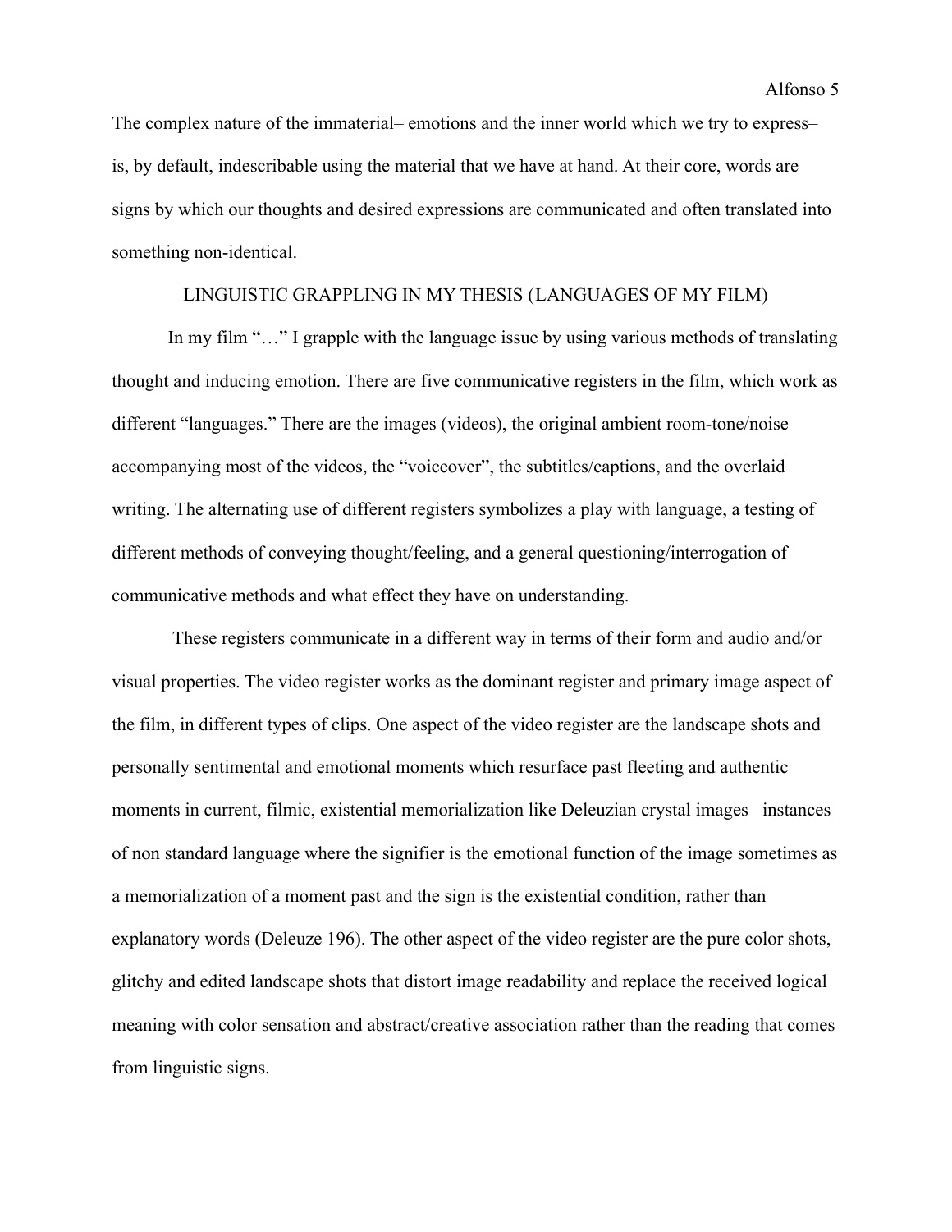The complex nature of the immaterial– emotions and the inner world which we try to express– is, by default, indescribable using the material that we have at hand. At their core, words are signs by which our thoughts and desired expressions are communicated and often translated into something non-identical.

## LINGUISTIC GRAPPLING IN MY THESIS (LANGUAGES OF MY FILM)

In my film "…" I grapple with the language issue by using various methods of translating thought and inducing emotion. There are five communicative registers in the film, which work as different "languages." There are the images (videos), the original ambient room-tone/noise accompanying most of the videos, the "voiceover", the subtitles/captions, and the overlaid writing. The alternating use of different registers symbolizes a play with language, a testing of different methods of conveying thought/feeling, and a general questioning/interrogation of communicative methods and what effect they have on understanding.

These registers communicate in a different way in terms of their form and audio and/or visual properties. The video register works as the dominant register and primary image aspect of the film, in different types of clips. One aspect of the video register are the landscape shots and personally sentimental and emotional moments which resurface past fleeting and authentic moments in current, filmic, existential memorialization like Deleuzian crystal images– instances of non standard language where the signifier is the emotional function of the image sometimes as a memorialization of a moment past and the sign is the existential condition, rather than explanatory words (Deleuze 196). The other aspect of the video register are the pure color shots, glitchy and edited landscape shots that distort image readability and replace the received logical meaning with color sensation and abstract/creative association rather than the reading that comes from linguistic signs.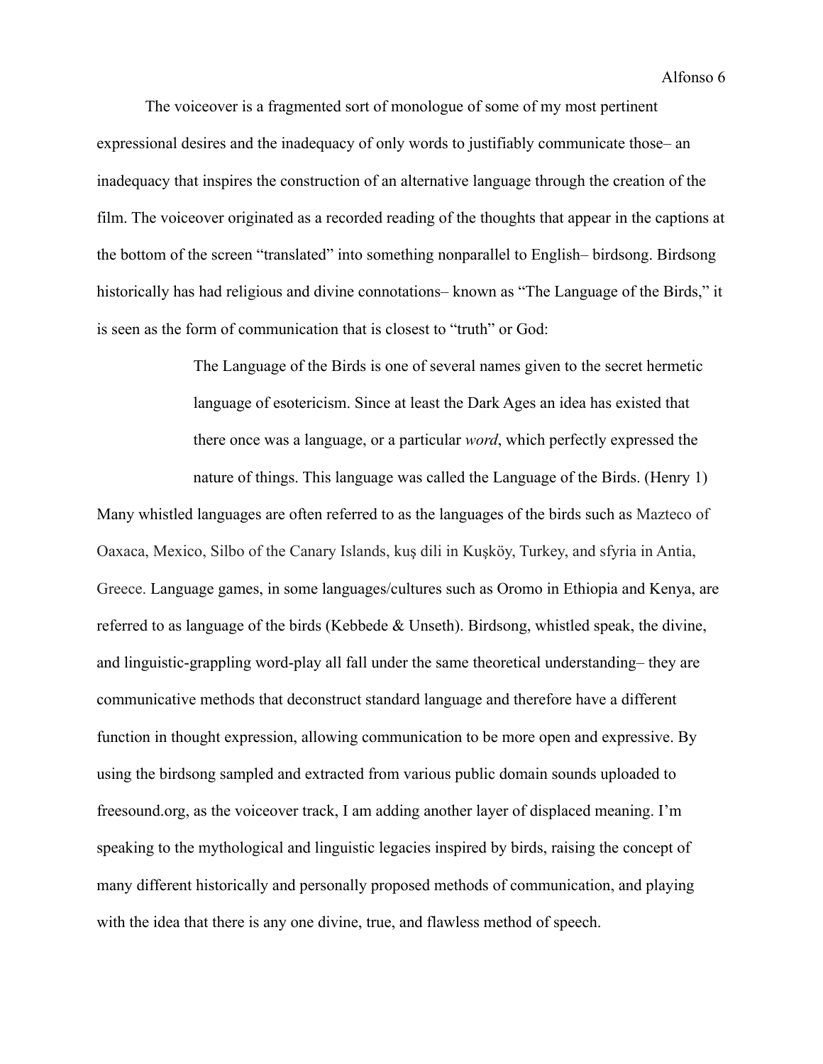The voiceover is a fragmented sort of monologue of some of my most pertinent expressional desires and the inadequacy of only words to justifiably communicate those– an inadequacy that inspires the construction of an alternative language through the creation of the film. The voiceover originated as a recorded reading of the thoughts that appear in the captions at the bottom of the screen "translated" into something nonparallel to English– birdsong. Birdsong historically has had religious and divine connotations– known as "The Language of the Birds," it is seen as the form of communication that is closest to "truth" or God:

> The Language of the Birds is one of several names given to the secret hermetic language of esotericism. Since at least the Dark Ages an idea has existed that there once was a language, or a particular *word*, which perfectly expressed the nature of things. This language was called the Language of the Birds. (Henry 1)

Many whistled languages are often referred to as the languages of the birds such as Mazteco of Oaxaca, Mexico, Silbo of the Canary Islands, kuş dili in Kuşköy, Turkey, and sfyria in Antia, Greece. Language games, in some languages/cultures such as Oromo in Ethiopia and Kenya, are referred to as language of the birds (Kebbede & Unseth). Birdsong, whistled speak, the divine, and linguistic-grappling word-play all fall under the same theoretical understanding– they are communicative methods that deconstruct standard language and therefore have a different function in thought expression, allowing communication to be more open and expressive. By using the birdsong sampled and extracted from various public domain sounds uploaded to freesound.org, as the voiceover track, I am adding another layer of displaced meaning. I'm speaking to the mythological and linguistic legacies inspired by birds, raising the concept of many different historically and personally proposed methods of communication, and playing with the idea that there is any one divine, true, and flawless method of speech.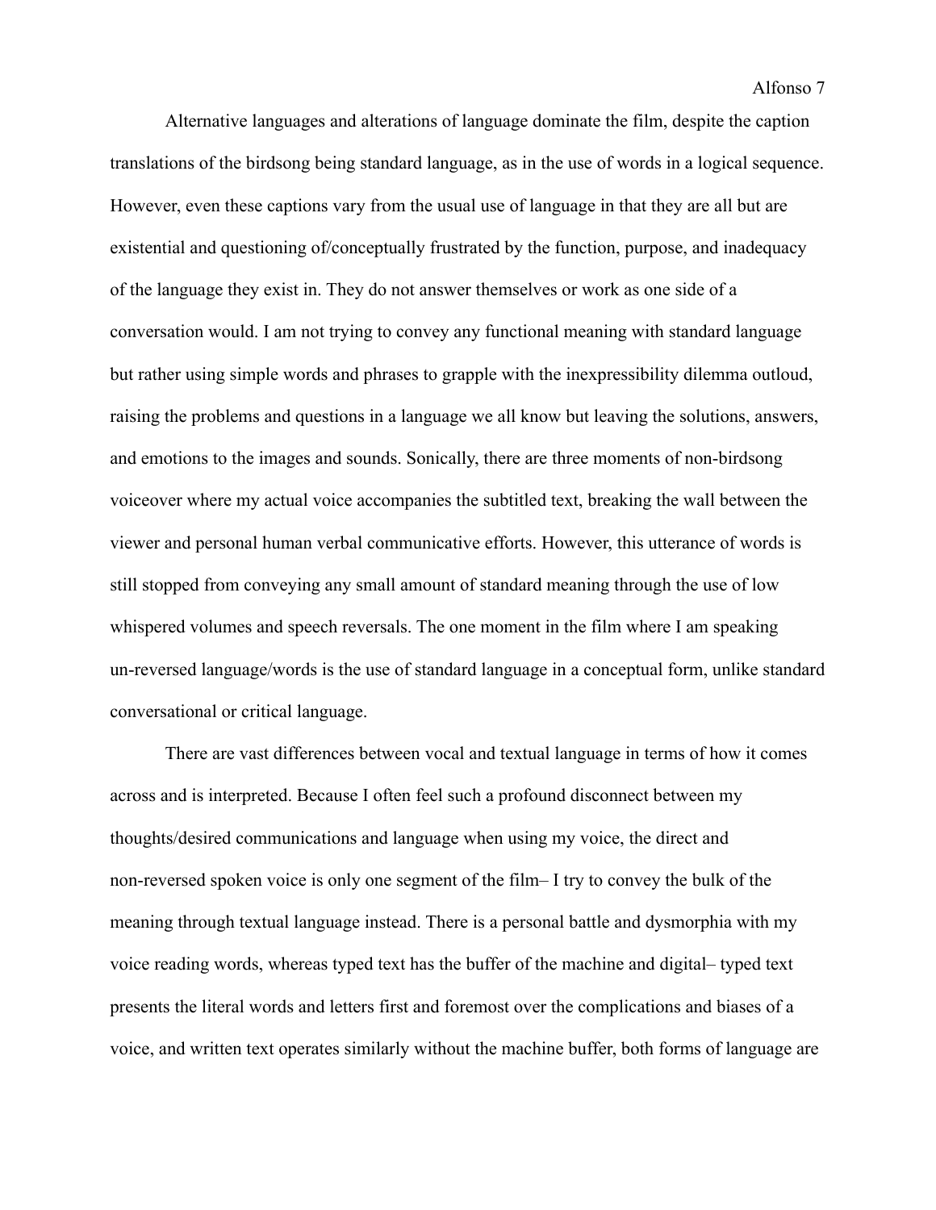Alternative languages and alterations of language dominate the film, despite the caption translations of the birdsong being standard language, as in the use of words in a logical sequence. However, even these captions vary from the usual use of language in that they are all but are existential and questioning of/conceptually frustrated by the function, purpose, and inadequacy of the language they exist in. They do not answer themselves or work as one side of a conversation would. I am not trying to convey any functional meaning with standard language but rather using simple words and phrases to grapple with the inexpressibility dilemma outloud, raising the problems and questions in a language we all know but leaving the solutions, answers, and emotions to the images and sounds. Sonically, there are three moments of non-birdsong voiceover where my actual voice accompanies the subtitled text, breaking the wall between the viewer and personal human verbal communicative efforts. However, this utterance of words is still stopped from conveying any small amount of standard meaning through the use of low whispered volumes and speech reversals. The one moment in the film where I am speaking un-reversed language/words is the use of standard language in a conceptual form, unlike standard conversational or critical language.

There are vast differences between vocal and textual language in terms of how it comes across and is interpreted. Because I often feel such a profound disconnect between my thoughts/desired communications and language when using my voice, the direct and non-reversed spoken voice is only one segment of the film– I try to convey the bulk of the meaning through textual language instead. There is a personal battle and dysmorphia with my voice reading words, whereas typed text has the buffer of the machine and digital– typed text presents the literal words and letters first and foremost over the complications and biases of a voice, and written text operates similarly without the machine buffer, both forms of language are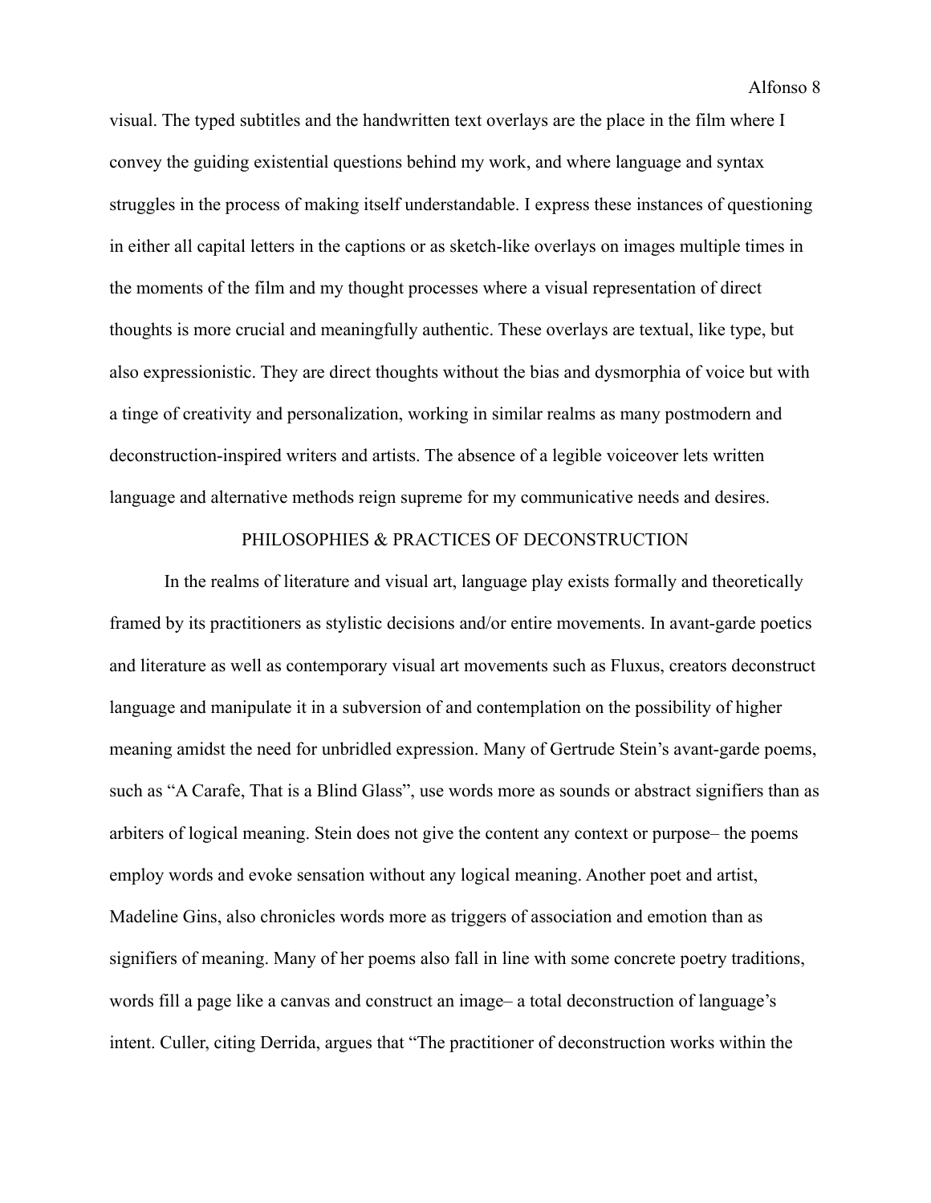visual. The typed subtitles and the handwritten text overlays are the place in the film where I convey the guiding existential questions behind my work, and where language and syntax struggles in the process of making itself understandable. I express these instances of questioning in either all capital letters in the captions or as sketch-like overlays on images multiple times in the moments of the film and my thought processes where a visual representation of direct thoughts is more crucial and meaningfully authentic. These overlays are textual, like type, but also expressionistic. They are direct thoughts without the bias and dysmorphia of voice but with a tinge of creativity and personalization, working in similar realms as many postmodern and deconstruction-inspired writers and artists. The absence of a legible voiceover lets written language and alternative methods reign supreme for my communicative needs and desires.

## PHILOSOPHIES & PRACTICES OF DECONSTRUCTION

In the realms of literature and visual art, language play exists formally and theoretically framed by its practitioners as stylistic decisions and/or entire movements. In avant-garde poetics and literature as well as contemporary visual art movements such as Fluxus, creators deconstruct language and manipulate it in a subversion of and contemplation on the possibility of higher meaning amidst the need for unbridled expression. Many of Gertrude Stein's avant-garde poems, such as "A Carafe, That is a Blind Glass", use words more as sounds or abstract signifiers than as arbiters of logical meaning. Stein does not give the content any context or purpose– the poems employ words and evoke sensation without any logical meaning. Another poet and artist, Madeline Gins, also chronicles words more as triggers of association and emotion than as signifiers of meaning. Many of her poems also fall in line with some concrete poetry traditions, words fill a page like a canvas and construct an image– a total deconstruction of language's intent. Culler, citing Derrida, argues that "The practitioner of deconstruction works within the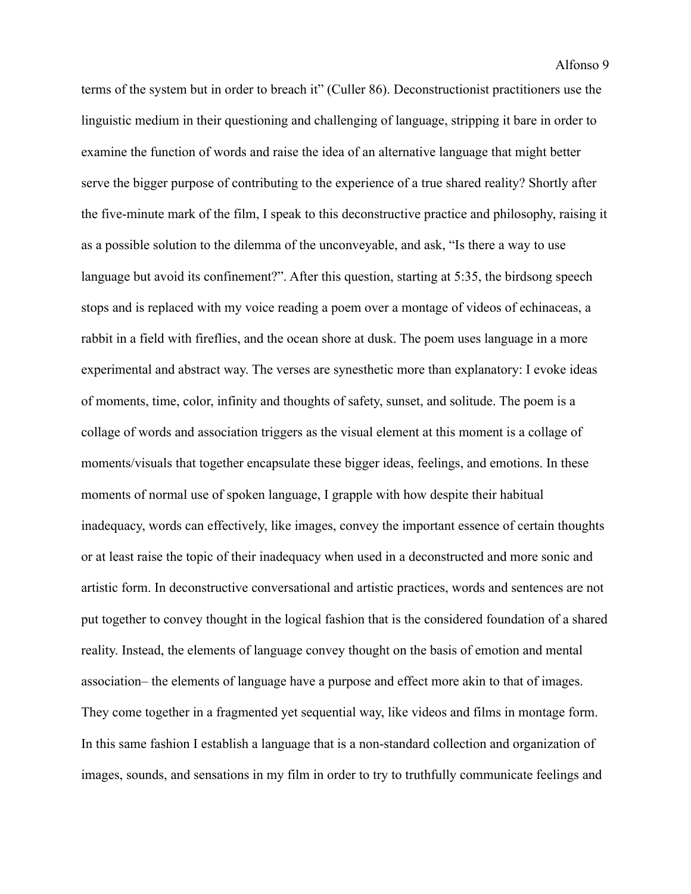terms of the system but in order to breach it" (Culler 86). Deconstructionist practitioners use the linguistic medium in their questioning and challenging of language, stripping it bare in order to examine the function of words and raise the idea of an alternative language that might better serve the bigger purpose of contributing to the experience of a true shared reality? Shortly after the five-minute mark of the film, I speak to this deconstructive practice and philosophy, raising it as a possible solution to the dilemma of the unconveyable, and ask, "Is there a way to use language but avoid its confinement?". After this question, starting at 5:35, the birdsong speech stops and is replaced with my voice reading a poem over a montage of videos of echinaceas, a rabbit in a field with fireflies, and the ocean shore at dusk. The poem uses language in a more experimental and abstract way. The verses are synesthetic more than explanatory: I evoke ideas of moments, time, color, infinity and thoughts of safety, sunset, and solitude. The poem is a collage of words and association triggers as the visual element at this moment is a collage of moments/visuals that together encapsulate these bigger ideas, feelings, and emotions. In these moments of normal use of spoken language, I grapple with how despite their habitual inadequacy, words can effectively, like images, convey the important essence of certain thoughts or at least raise the topic of their inadequacy when used in a deconstructed and more sonic and artistic form. In deconstructive conversational and artistic practices, words and sentences are not put together to convey thought in the logical fashion that is the considered foundation of a shared reality. Instead, the elements of language convey thought on the basis of emotion and mental association– the elements of language have a purpose and effect more akin to that of images. They come together in a fragmented yet sequential way, like videos and films in montage form. In this same fashion I establish a language that is a non-standard collection and organization of images, sounds, and sensations in my film in order to try to truthfully communicate feelings and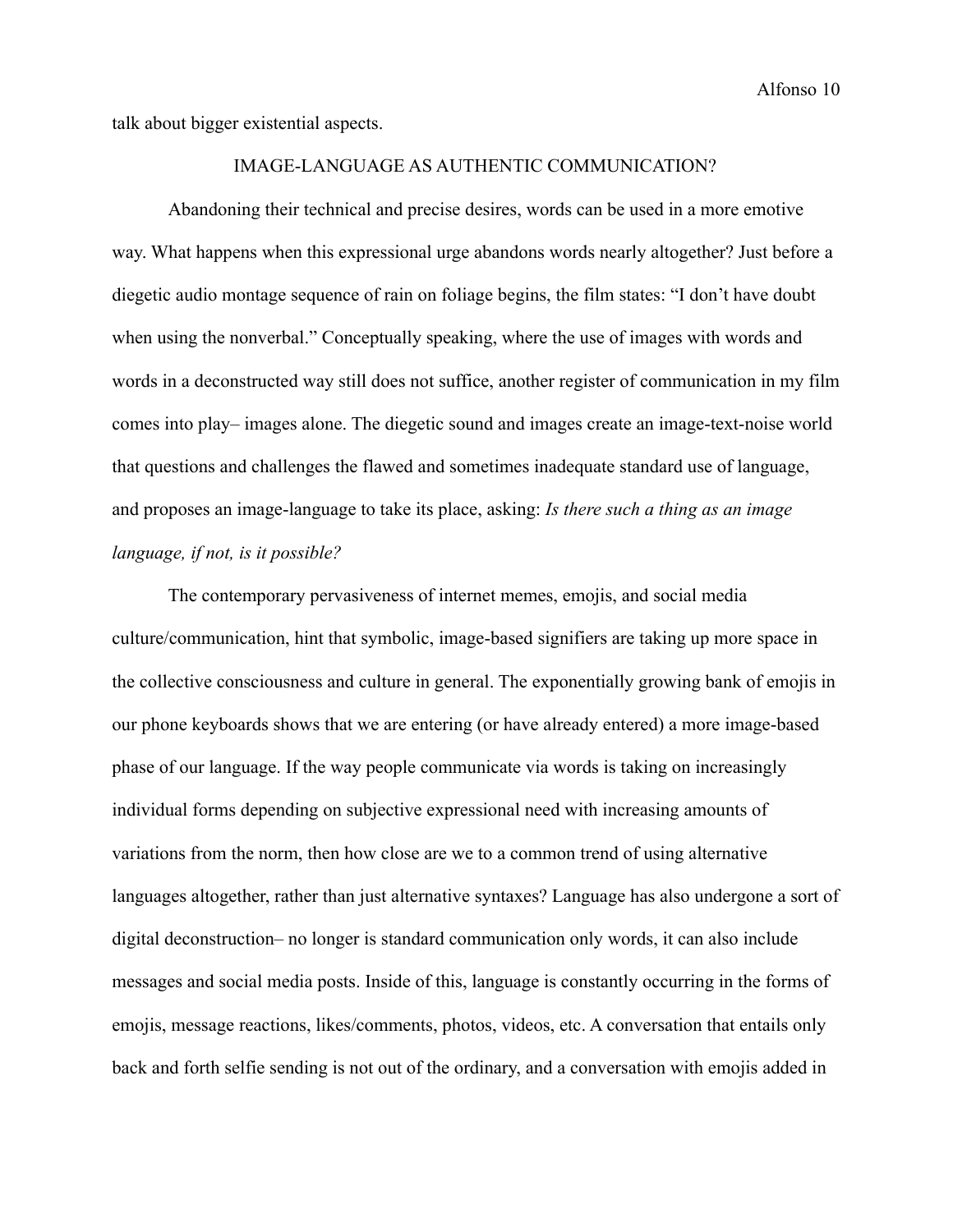talk about bigger existential aspects.

## IMAGE-LANGUAGE AS AUTHENTIC COMMUNICATION?

Abandoning their technical and precise desires, words can be used in a more emotive way. What happens when this expressional urge abandons words nearly altogether? Just before a diegetic audio montage sequence of rain on foliage begins, the film states: “I don’t have doubt when using the nonverbal.” Conceptually speaking, where the use of images with words and words in a deconstructed way still does not suffice, another register of communication in my film comes into play– images alone. The diegetic sound and images create an image-text-noise world that questions and challenges the flawed and sometimes inadequate standard use of language, and proposes an image-language to take its place, asking: *Is there such a thing as an image language, if not, is it possible?*

The contemporary pervasiveness of internet memes, emojis, and social media culture/communication, hint that symbolic, image-based signifiers are taking up more space in the collective consciousness and culture in general. The exponentially growing bank of emojis in our phone keyboards shows that we are entering (or have already entered) a more image-based phase of our language. If the way people communicate via words is taking on increasingly individual forms depending on subjective expressional need with increasing amounts of variations from the norm, then how close are we to a common trend of using alternative languages altogether, rather than just alternative syntaxes? Language has also undergone a sort of digital deconstruction– no longer is standard communication only words, it can also include messages and social media posts. Inside of this, language is constantly occurring in the forms of emojis, message reactions, likes/comments, photos, videos, etc. A conversation that entails only back and forth selfie sending is not out of the ordinary, and a conversation with emojis added in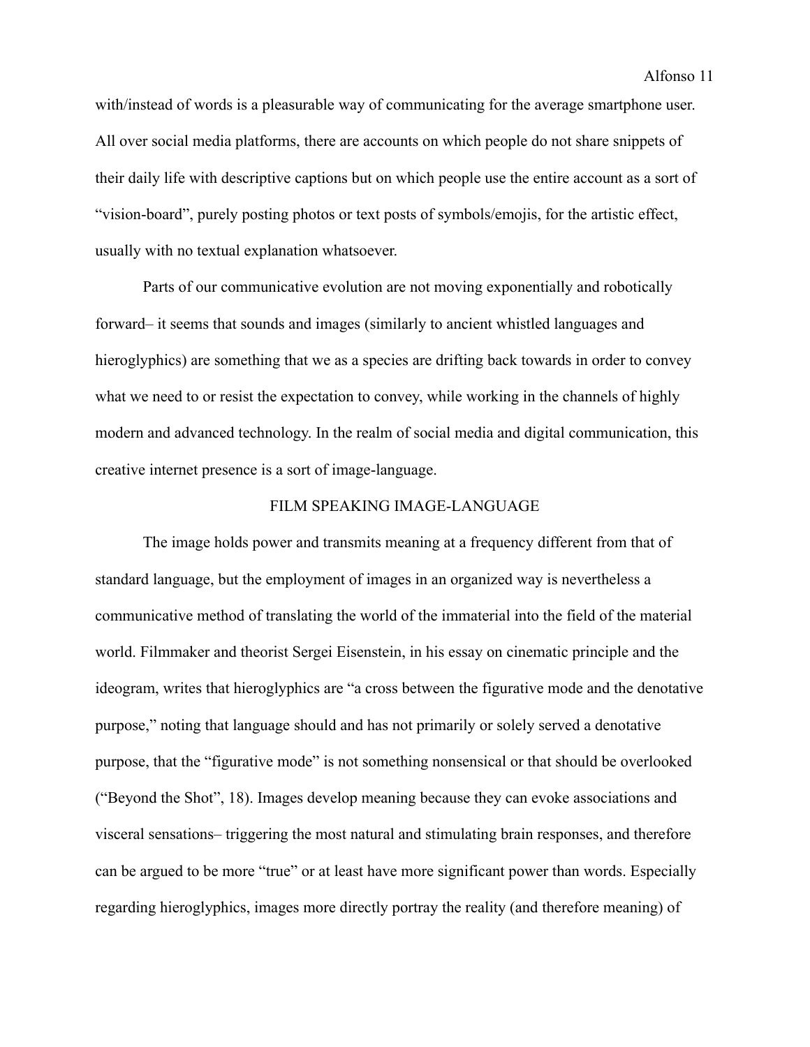with/instead of words is a pleasurable way of communicating for the average smartphone user. All over social media platforms, there are accounts on which people do not share snippets of their daily life with descriptive captions but on which people use the entire account as a sort of "vision-board", purely posting photos or text posts of symbols/emojis, for the artistic effect, usually with no textual explanation whatsoever.

Parts of our communicative evolution are not moving exponentially and robotically forward– it seems that sounds and images (similarly to ancient whistled languages and hieroglyphics) are something that we as a species are drifting back towards in order to convey what we need to or resist the expectation to convey, while working in the channels of highly modern and advanced technology. In the realm of social media and digital communication, this creative internet presence is a sort of image-language.

## FILM SPEAKING IMAGE-LANGUAGE

The image holds power and transmits meaning at a frequency different from that of standard language, but the employment of images in an organized way is nevertheless a communicative method of translating the world of the immaterial into the field of the material world. Filmmaker and theorist Sergei Eisenstein, in his essay on cinematic principle and the ideogram, writes that hieroglyphics are "a cross between the figurative mode and the denotative purpose," noting that language should and has not primarily or solely served a denotative purpose, that the "figurative mode" is not something nonsensical or that should be overlooked ("Beyond the Shot", 18). Images develop meaning because they can evoke associations and visceral sensations– triggering the most natural and stimulating brain responses, and therefore can be argued to be more "true" or at least have more significant power than words. Especially regarding hieroglyphics, images more directly portray the reality (and therefore meaning) of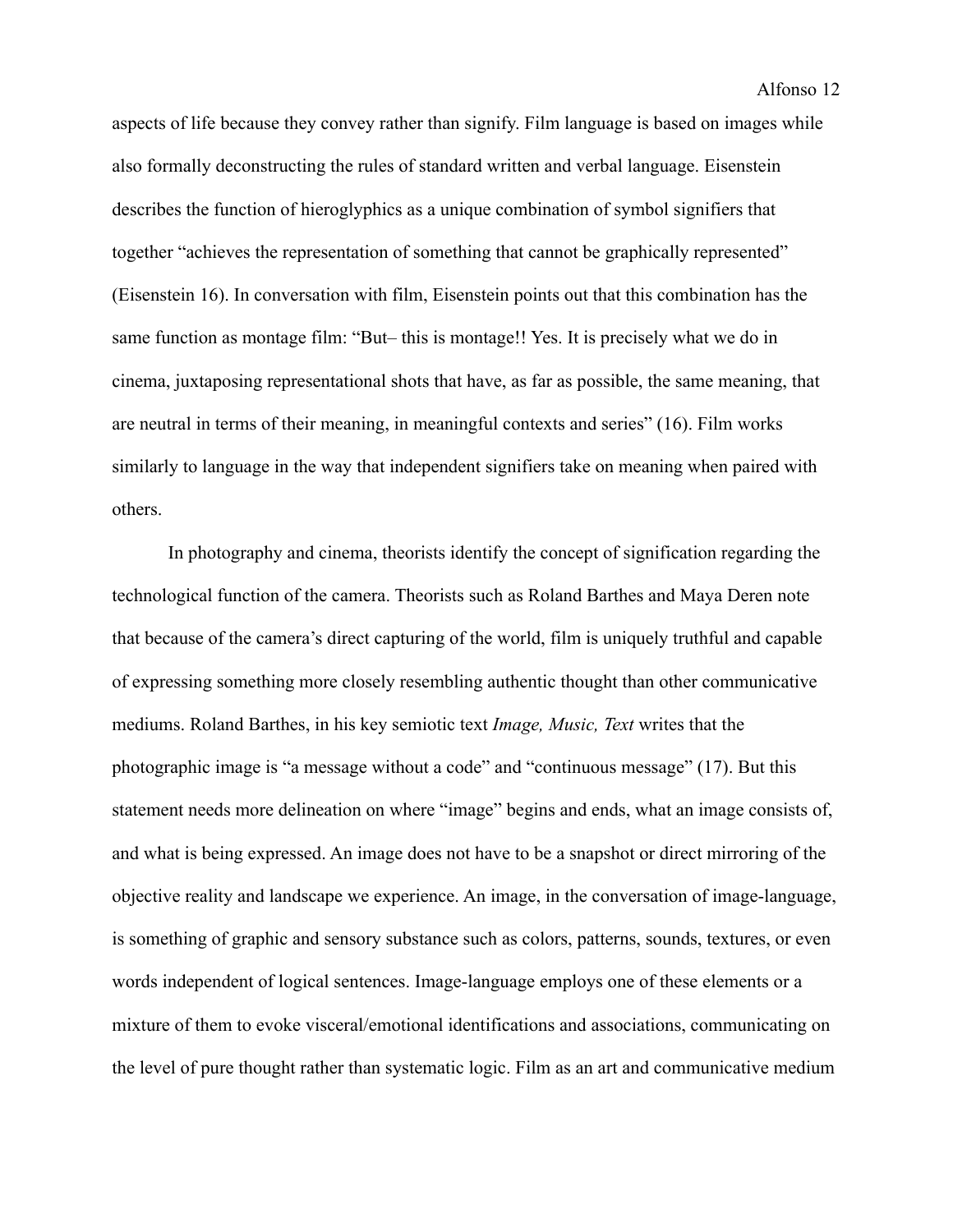aspects of life because they convey rather than signify. Film language is based on images while also formally deconstructing the rules of standard written and verbal language. Eisenstein describes the function of hieroglyphics as a unique combination of symbol signifiers that together "achieves the representation of something that cannot be graphically represented" (Eisenstein 16). In conversation with film, Eisenstein points out that this combination has the same function as montage film: "But– this is montage!! Yes. It is precisely what we do in cinema, juxtaposing representational shots that have, as far as possible, the same meaning, that are neutral in terms of their meaning, in meaningful contexts and series" (16). Film works similarly to language in the way that independent signifiers take on meaning when paired with others.

In photography and cinema, theorists identify the concept of signification regarding the technological function of the camera. Theorists such as Roland Barthes and Maya Deren note that because of the camera's direct capturing of the world, film is uniquely truthful and capable of expressing something more closely resembling authentic thought than other communicative mediums. Roland Barthes, in his key semiotic text *Image, Music, Text* writes that the photographic image is "a message without a code" and "continuous message" (17). But this statement needs more delineation on where "image" begins and ends, what an image consists of, and what is being expressed. An image does not have to be a snapshot or direct mirroring of the objective reality and landscape we experience. An image, in the conversation of image-language, is something of graphic and sensory substance such as colors, patterns, sounds, textures, or even words independent of logical sentences. Image-language employs one of these elements or a mixture of them to evoke visceral/emotional identifications and associations, communicating on the level of pure thought rather than systematic logic. Film as an art and communicative medium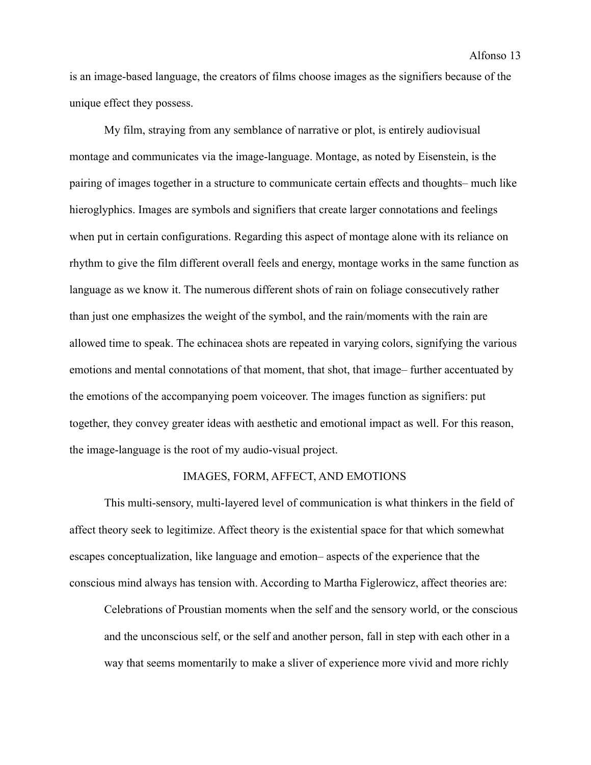is an image-based language, the creators of films choose images as the signifiers because of the unique effect they possess.

My film, straying from any semblance of narrative or plot, is entirely audiovisual montage and communicates via the image-language. Montage, as noted by Eisenstein, is the pairing of images together in a structure to communicate certain effects and thoughts– much like hieroglyphics. Images are symbols and signifiers that create larger connotations and feelings when put in certain configurations. Regarding this aspect of montage alone with its reliance on rhythm to give the film different overall feels and energy, montage works in the same function as language as we know it. The numerous different shots of rain on foliage consecutively rather than just one emphasizes the weight of the symbol, and the rain/moments with the rain are allowed time to speak. The echinacea shots are repeated in varying colors, signifying the various emotions and mental connotations of that moment, that shot, that image– further accentuated by the emotions of the accompanying poem voiceover. The images function as signifiers: put together, they convey greater ideas with aesthetic and emotional impact as well. For this reason, the image-language is the root of my audio-visual project.

## IMAGES, FORM, AFFECT, AND EMOTIONS

This multi-sensory, multi-layered level of communication is what thinkers in the field of affect theory seek to legitimize. Affect theory is the existential space for that which somewhat escapes conceptualization, like language and emotion– aspects of the experience that the conscious mind always has tension with. According to Martha Figlerowicz, affect theories are:

> Celebrations of Proustian moments when the self and the sensory world, or the conscious and the unconscious self, or the self and another person, fall in step with each other in a way that seems momentarily to make a sliver of experience more vivid and more richly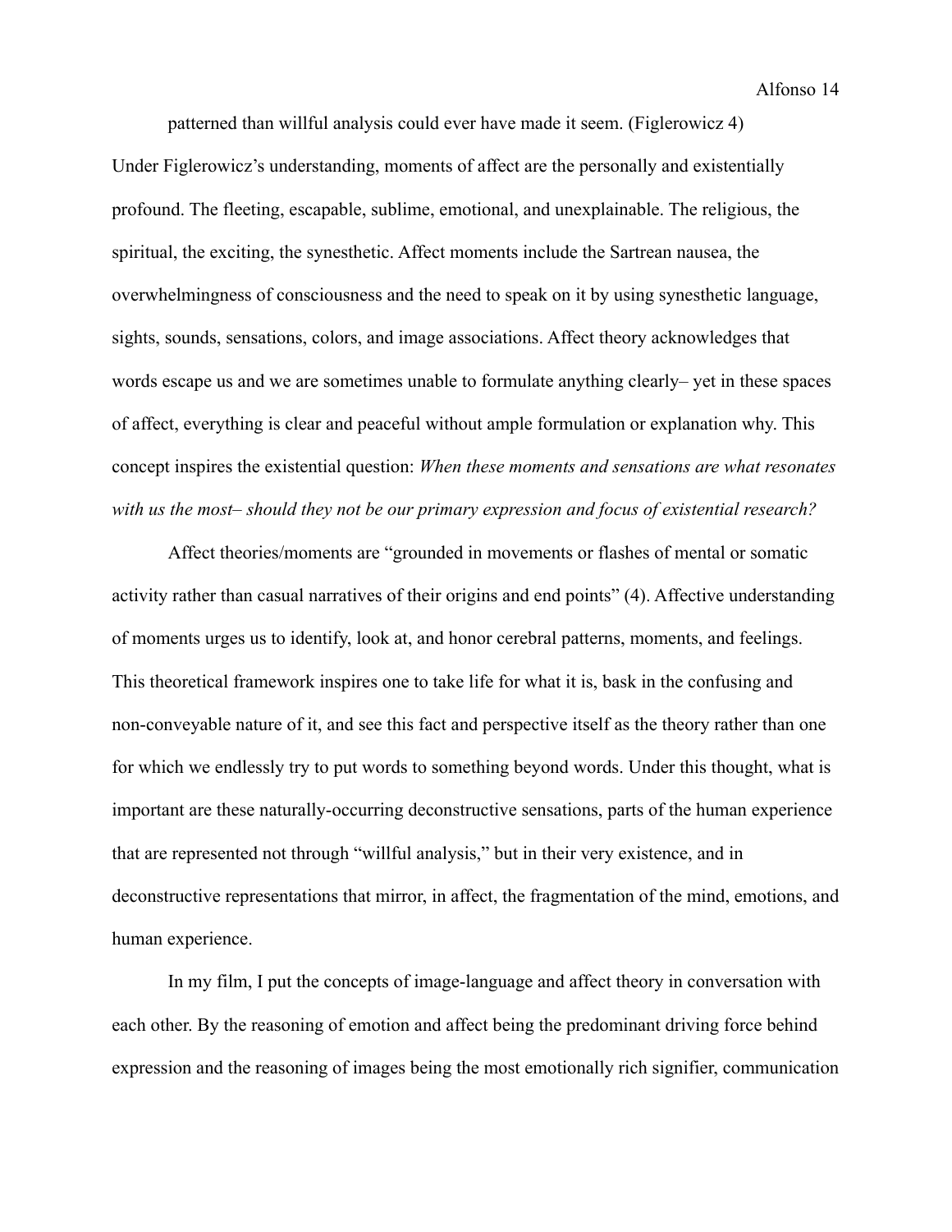patterned than willful analysis could ever have made it seem. (Figlerowicz 4)

Under Figlerowicz's understanding, moments of affect are the personally and existentially profound. The fleeting, escapable, sublime, emotional, and unexplainable. The religious, the spiritual, the exciting, the synesthetic. Affect moments include the Sartrean nausea, the overwhelmingness of consciousness and the need to speak on it by using synesthetic language, sights, sounds, sensations, colors, and image associations. Affect theory acknowledges that words escape us and we are sometimes unable to formulate anything clearly– yet in these spaces of affect, everything is clear and peaceful without ample formulation or explanation why. This concept inspires the existential question: *When these moments and sensations are what resonates with us the most– should they not be our primary expression and focus of existential research?*

Affect theories/moments are "grounded in movements or flashes of mental or somatic activity rather than casual narratives of their origins and end points" (4). Affective understanding of moments urges us to identify, look at, and honor cerebral patterns, moments, and feelings. This theoretical framework inspires one to take life for what it is, bask in the confusing and non-conveyable nature of it, and see this fact and perspective itself as the theory rather than one for which we endlessly try to put words to something beyond words. Under this thought, what is important are these naturally-occurring deconstructive sensations, parts of the human experience that are represented not through "willful analysis," but in their very existence, and in deconstructive representations that mirror, in affect, the fragmentation of the mind, emotions, and human experience.

In my film, I put the concepts of image-language and affect theory in conversation with each other. By the reasoning of emotion and affect being the predominant driving force behind expression and the reasoning of images being the most emotionally rich signifier, communication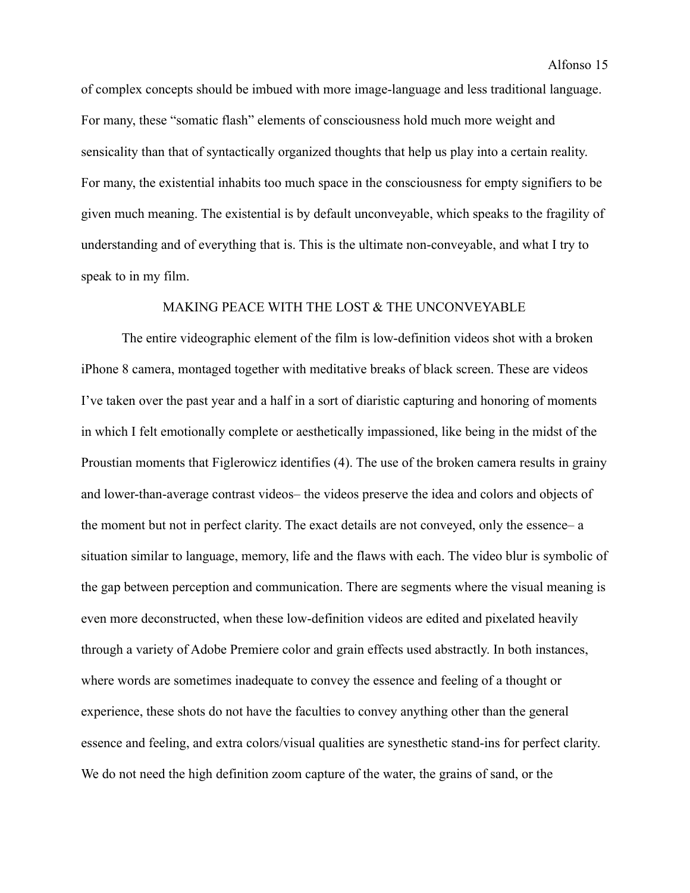of complex concepts should be imbued with more image-language and less traditional language. For many, these "somatic flash" elements of consciousness hold much more weight and sensicality than that of syntactically organized thoughts that help us play into a certain reality. For many, the existential inhabits too much space in the consciousness for empty signifiers to be given much meaning. The existential is by default unconveyable, which speaks to the fragility of understanding and of everything that is. This is the ultimate non-conveyable, and what I try to speak to in my film.

## MAKING PEACE WITH THE LOST & THE UNCONVEYABLE

The entire videographic element of the film is low-definition videos shot with a broken iPhone 8 camera, montaged together with meditative breaks of black screen. These are videos I've taken over the past year and a half in a sort of diaristic capturing and honoring of moments in which I felt emotionally complete or aesthetically impassioned, like being in the midst of the Proustian moments that Figlerowicz identifies (4). The use of the broken camera results in grainy and lower-than-average contrast videos– the videos preserve the idea and colors and objects of the moment but not in perfect clarity. The exact details are not conveyed, only the essence– a situation similar to language, memory, life and the flaws with each. The video blur is symbolic of the gap between perception and communication. There are segments where the visual meaning is even more deconstructed, when these low-definition videos are edited and pixelated heavily through a variety of Adobe Premiere color and grain effects used abstractly. In both instances, where words are sometimes inadequate to convey the essence and feeling of a thought or experience, these shots do not have the faculties to convey anything other than the general essence and feeling, and extra colors/visual qualities are synesthetic stand-ins for perfect clarity. We do not need the high definition zoom capture of the water, the grains of sand, or the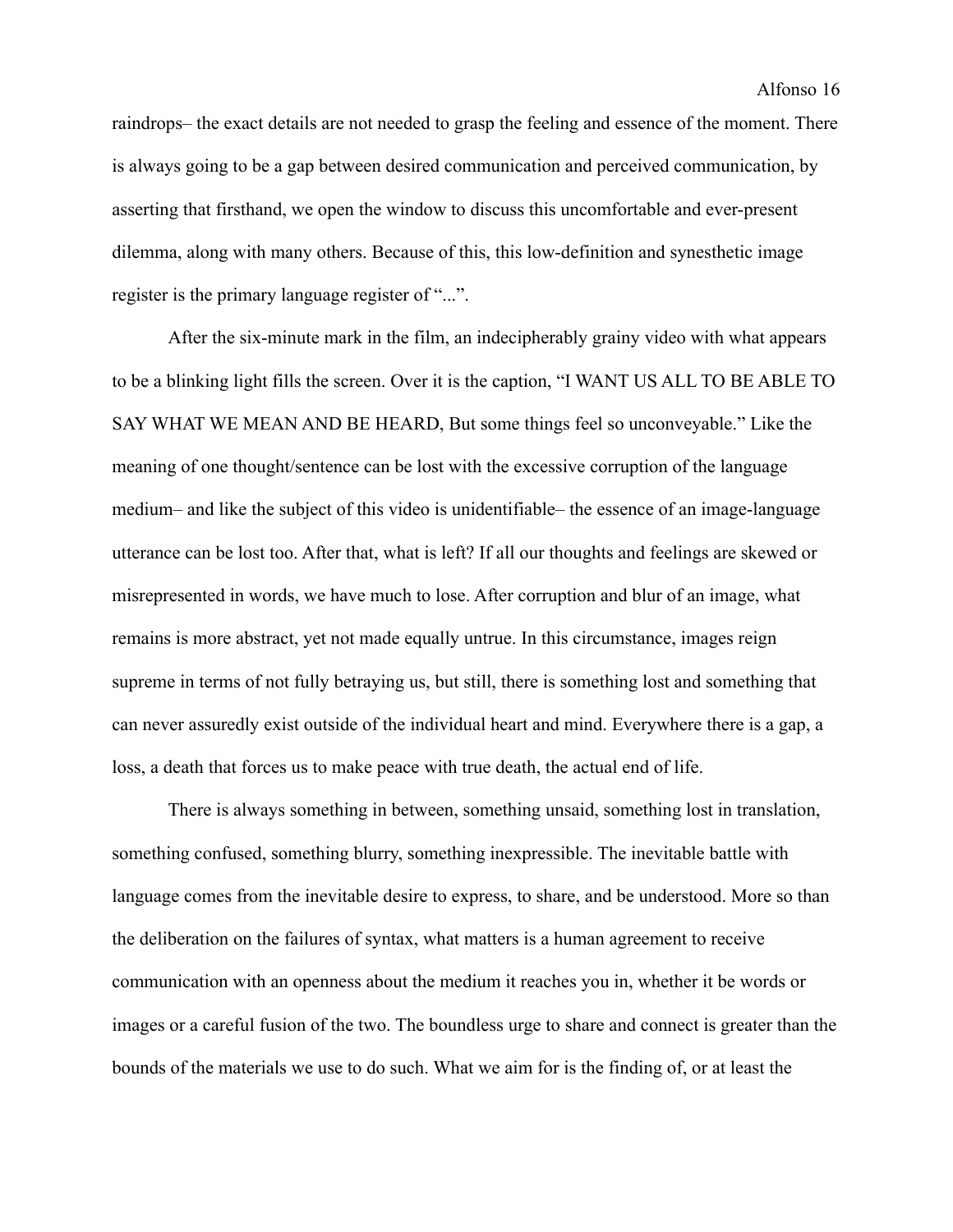raindrops– the exact details are not needed to grasp the feeling and essence of the moment. There is always going to be a gap between desired communication and perceived communication, by asserting that firsthand, we open the window to discuss this uncomfortable and ever-present dilemma, along with many others. Because of this, this low-definition and synesthetic image register is the primary language register of "...".

After the six-minute mark in the film, an indecipherably grainy video with what appears to be a blinking light fills the screen. Over it is the caption, "I WANT US ALL TO BE ABLE TO SAY WHAT WE MEAN AND BE HEARD, But some things feel so unconveyable." Like the meaning of one thought/sentence can be lost with the excessive corruption of the language medium– and like the subject of this video is unidentifiable– the essence of an image-language utterance can be lost too. After that, what is left? If all our thoughts and feelings are skewed or misrepresented in words, we have much to lose. After corruption and blur of an image, what remains is more abstract, yet not made equally untrue. In this circumstance, images reign supreme in terms of not fully betraying us, but still, there is something lost and something that can never assuredly exist outside of the individual heart and mind. Everywhere there is a gap, a loss, a death that forces us to make peace with true death, the actual end of life.

There is always something in between, something unsaid, something lost in translation, something confused, something blurry, something inexpressible. The inevitable battle with language comes from the inevitable desire to express, to share, and be understood. More so than the deliberation on the failures of syntax, what matters is a human agreement to receive communication with an openness about the medium it reaches you in, whether it be words or images or a careful fusion of the two. The boundless urge to share and connect is greater than the bounds of the materials we use to do such. What we aim for is the finding of, or at least the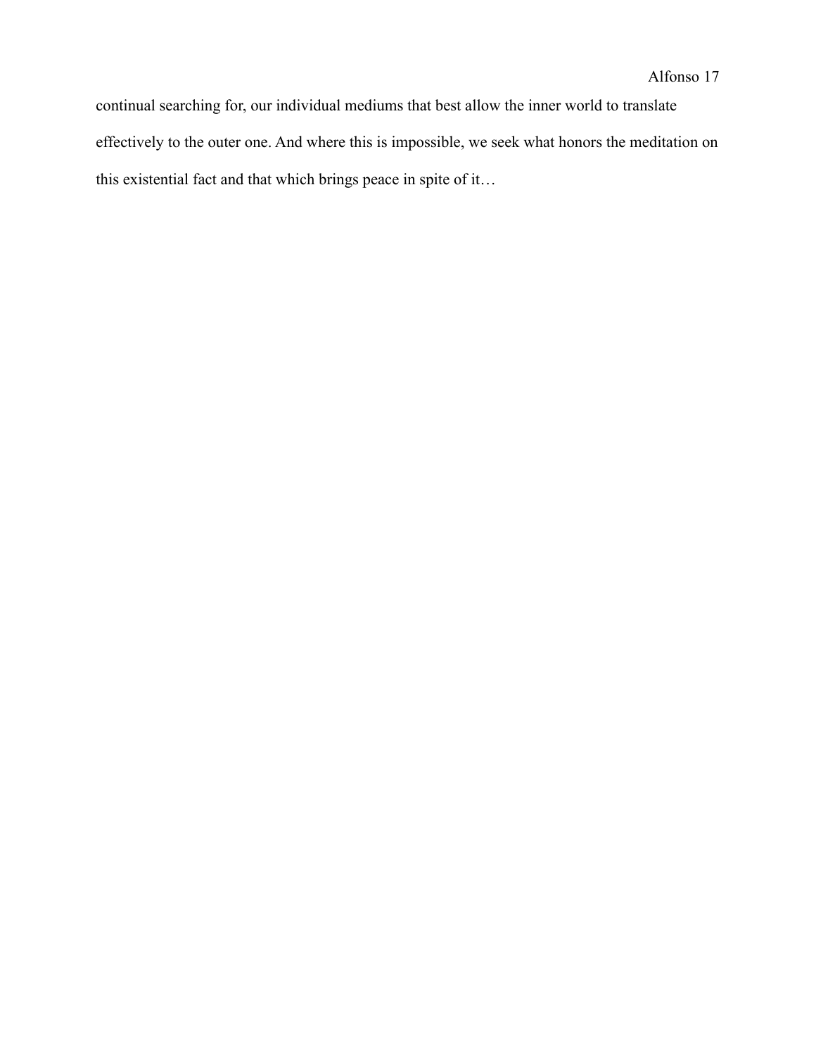continual searching for, our individual mediums that best allow the inner world to translate effectively to the outer one. And where this is impossible, we seek what honors the meditation on this existential fact and that which brings peace in spite of it…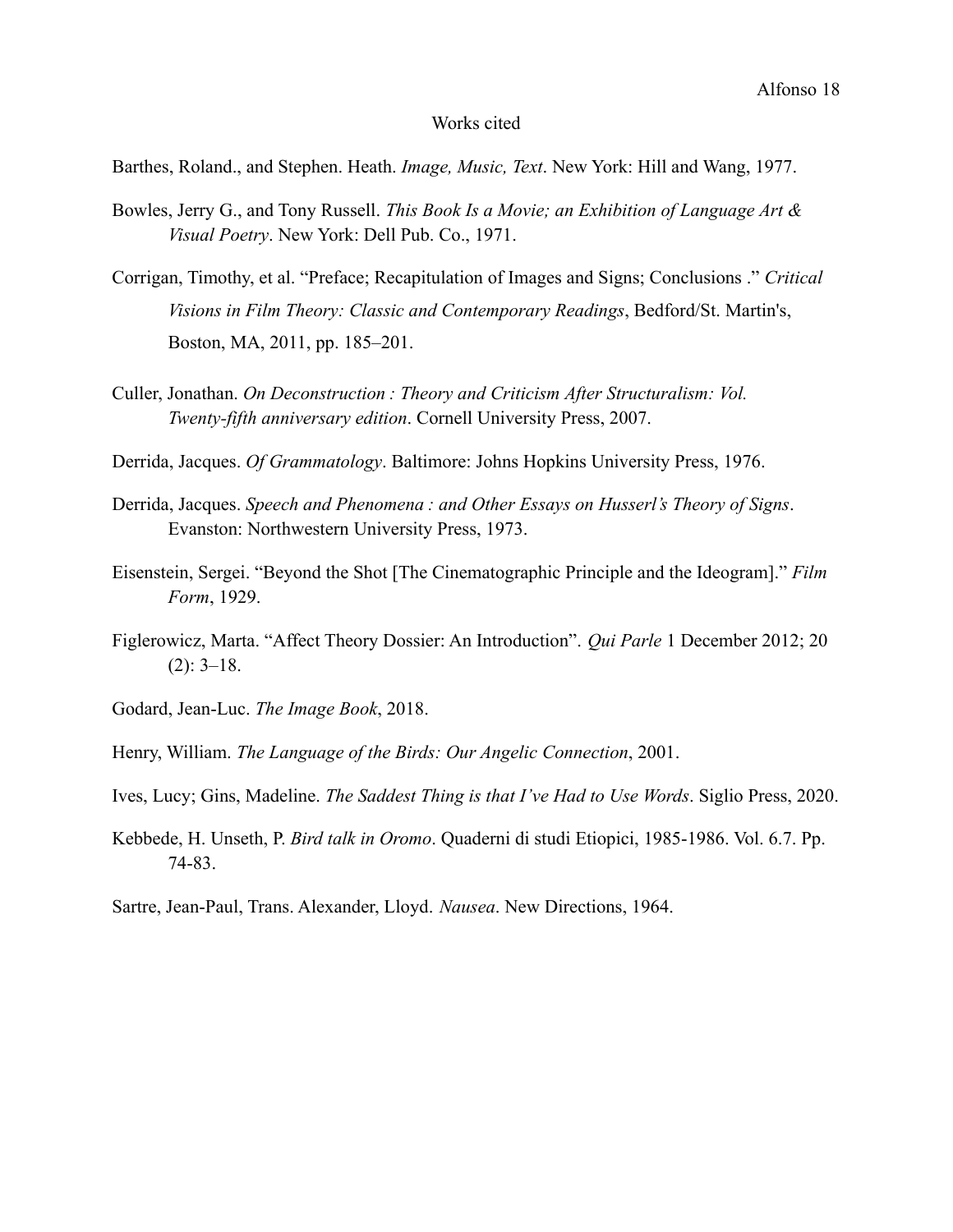# Works cited

Barthes, Roland., and Stephen. Heath. *Image, Music, Text*. New York: Hill and Wang, 1977.

Bowles, Jerry G., and Tony Russell. *This Book Is a Movie; an Exhibition of Language Art & Visual Poetry*. New York: Dell Pub. Co., 1971.

Corrigan, Timothy, et al. "Preface; Recapitulation of Images and Signs; Conclusions ." *Critical Visions in Film Theory: Classic and Contemporary Readings*, Bedford/St. Martin's, Boston, MA, 2011, pp. 185–201.

Culler, Jonathan. *On Deconstruction : Theory and Criticism After Structuralism: Vol. Twenty-fifth anniversary edition*. Cornell University Press, 2007.

Derrida, Jacques. *Of Grammatology*. Baltimore: Johns Hopkins University Press, 1976.

Derrida, Jacques. *Speech and Phenomena : and Other Essays on Husserl's Theory of Signs*. Evanston: Northwestern University Press, 1973.

Eisenstein, Sergei. "Beyond the Shot [The Cinematographic Principle and the Ideogram]." *Film Form*, 1929.

Figlerowicz, Marta. "Affect Theory Dossier: An Introduction". *Qui Parle* 1 December 2012; 20 (2): 3–18.

Godard, Jean-Luc. *The Image Book*, 2018.

Henry, William. *The Language of the Birds: Our Angelic Connection*, 2001.

Ives, Lucy; Gins, Madeline. *The Saddest Thing is that I've Had to Use Words*. Siglio Press, 2020.

Kebbede, H. Unseth, P. *Bird talk in Oromo*. Quaderni di studi Etiopici, 1985-1986. Vol. 6.7. Pp. 74-83.

Sartre, Jean-Paul, Trans. Alexander, Lloyd. *Nausea*. New Directions, 1964.